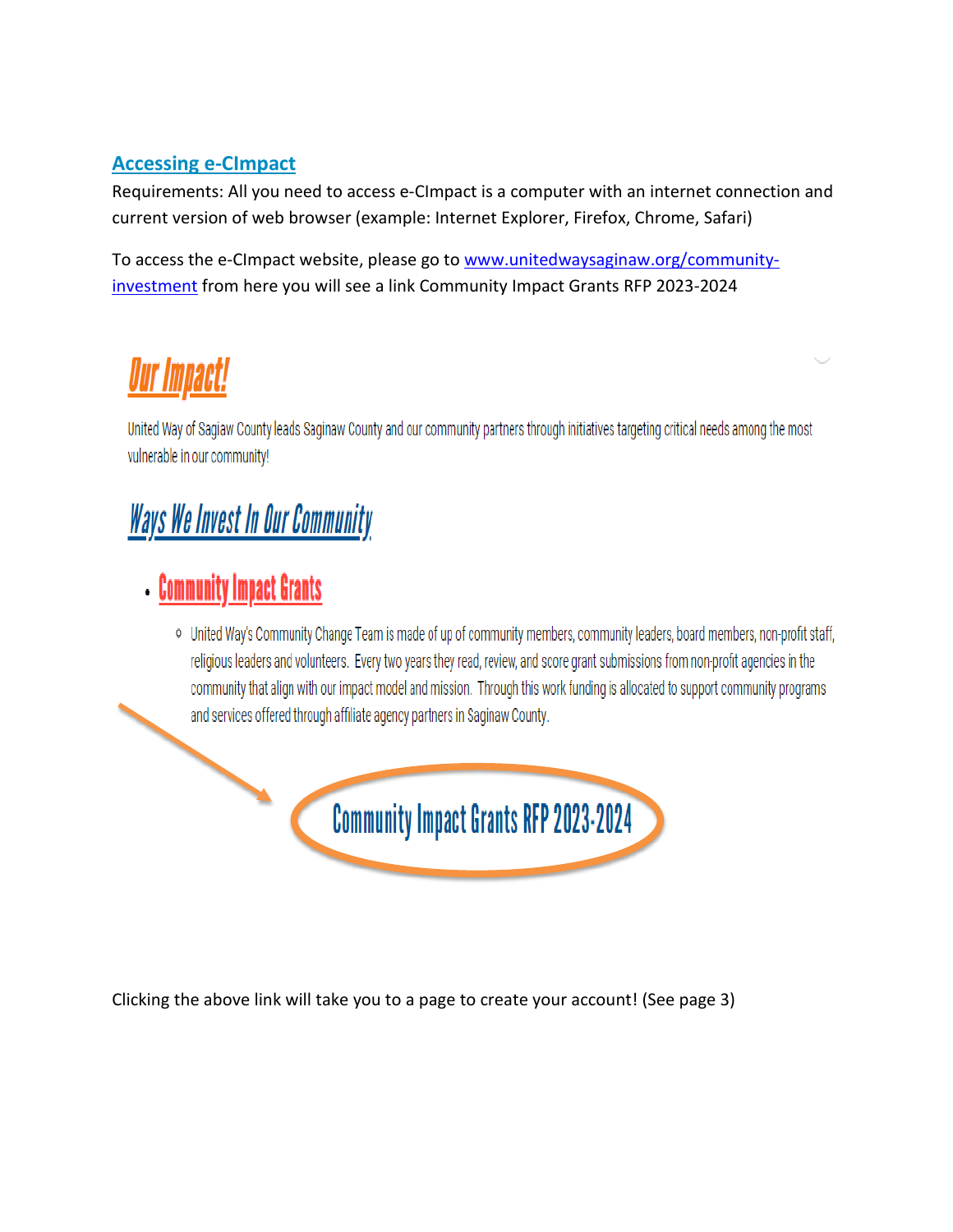## Accessing e-CImpact

Requirements: All you need to access e-CImpact is a computer with an internet connection and current version of web browser (example: Internet Explorer, Firefox, Chrome, Safari)

To access the e-CImpact website, please go to www.unitedwaysaginaw.org/community-investment from here you will see a link Community Impact Grants RFP 2023-2024

# Our Impact!

United Way of Sagiaw County leads Saginaw County and our community partners through initiatives targeting critical needs among the most vulnerable in our community!

# Ways We Invest In Our Community

- **Community Impact Grants**
  - United Way's Community Change Team is made of up of community members, community leaders, board members, non-profit staff, religious leaders and volunteers. Every two years they read, review, and score grant submissions from non-profit agencies in the community that align with our impact model and mission. Through this work funding is allocated to support community programs and services offered through affiliate agency partners in Saginaw County.

**Community Impact Grants RFP 2023-2024**

Clicking the above link will take you to a page to create your account! (See page 3)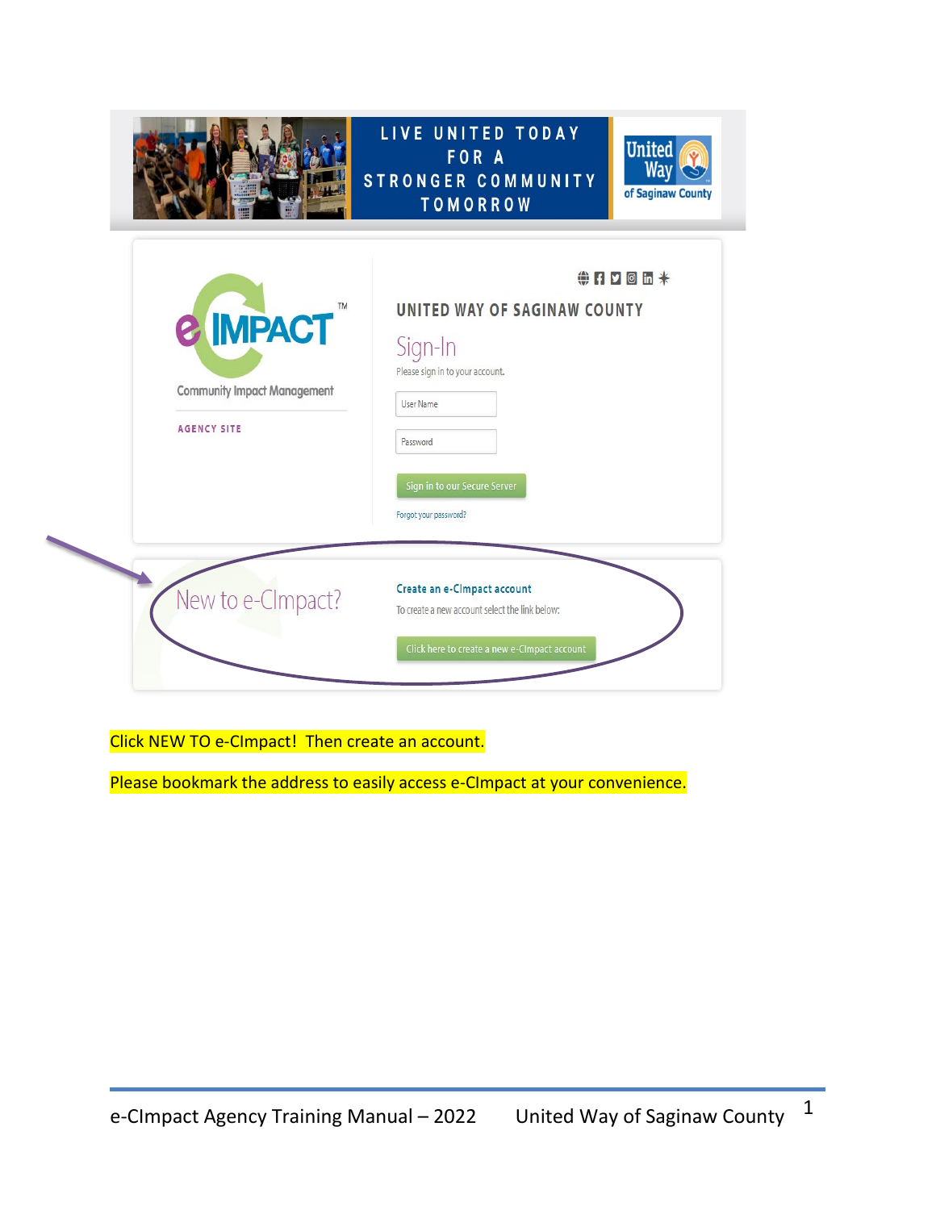LIVE UNITED TODAY FOR A STRONGER COMMUNITY TOMORROW

United Way of Saginaw County

e IMPACT™

Community Impact Management

AGENCY SITE

UNITED WAY OF SAGINAW COUNTY

Sign-In

Please sign in to your account.

User Name

Password

Sign in to our Secure Server

Forgot your password?

New to e-CImpact?

Create an e-CImpact account

To create a new account select the link below:

Click here to create a new e-CImpact account

Click NEW TO e-CImpact! Then create an account.

Please bookmark the address to easily access e-CImpact at your convenience.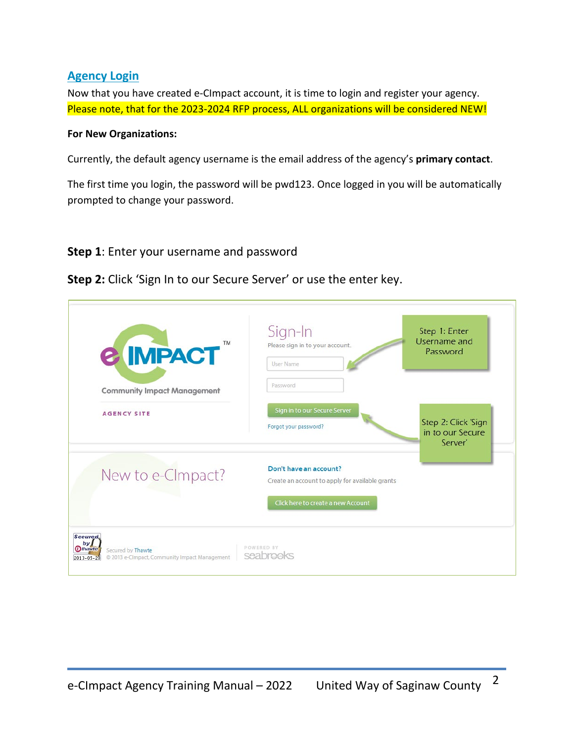## Agency Login

Now that you have created e-CImpact account, it is time to login and register your agency. Please note, that for the 2023-2024 RFP process, ALL organizations will be considered NEW!

**For New Organizations:**

Currently, the default agency username is the email address of the agency's **primary contact**.

The first time you login, the password will be pwd123. Once logged in you will be automatically prompted to change your password.

**Step 1**: Enter your username and password

**Step 2:** Click 'Sign In to our Secure Server' or use the enter key.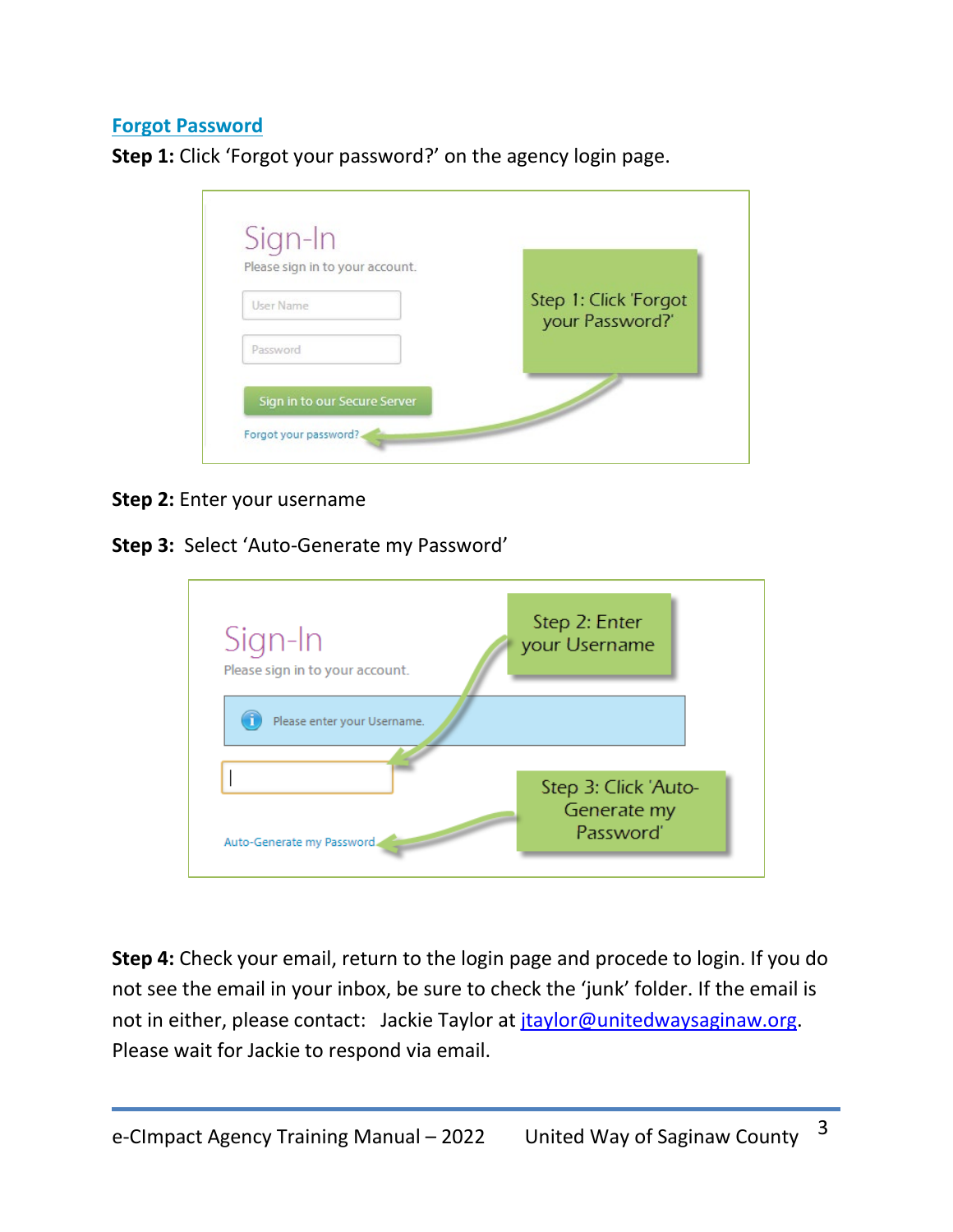## Forgot Password

**Step 1:** Click 'Forgot your password?' on the agency login page.

**Step 2:** Enter your username

**Step 3:** Select 'Auto-Generate my Password'

**Step 4:** Check your email, return to the login page and procede to login. If you do not see the email in your inbox, be sure to check the 'junk' folder. If the email is not in either, please contact: Jackie Taylor at [jtaylor@unitedwaysaginaw.org](mailto:jtaylor@unitedwaysaginaw.org). Please wait for Jackie to respond via email.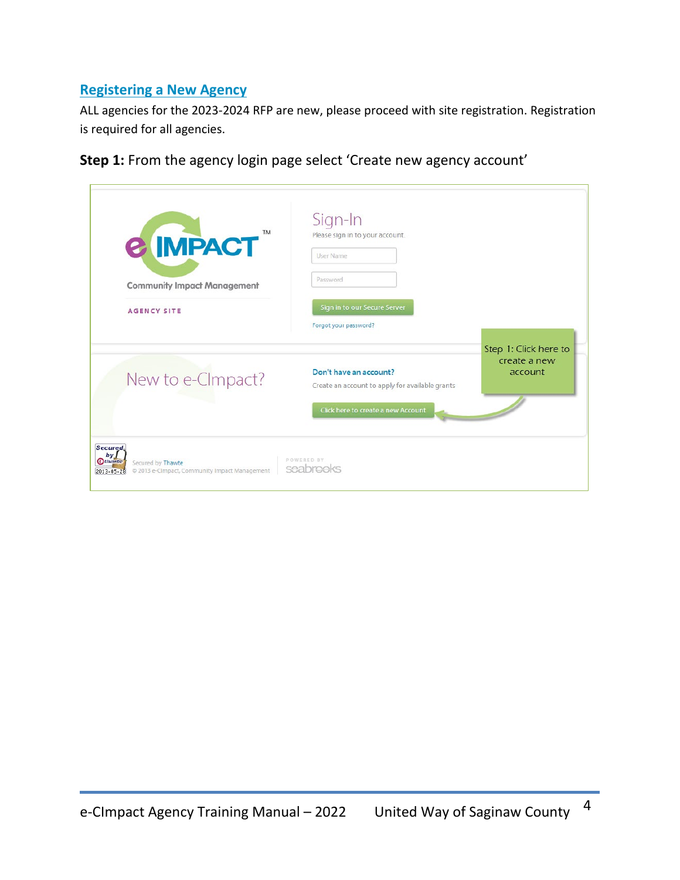## Registering a New Agency

ALL agencies for the 2023-2024 RFP are new, please proceed with site registration. Registration is required for all agencies.

**Step 1:** From the agency login page select 'Create new agency account'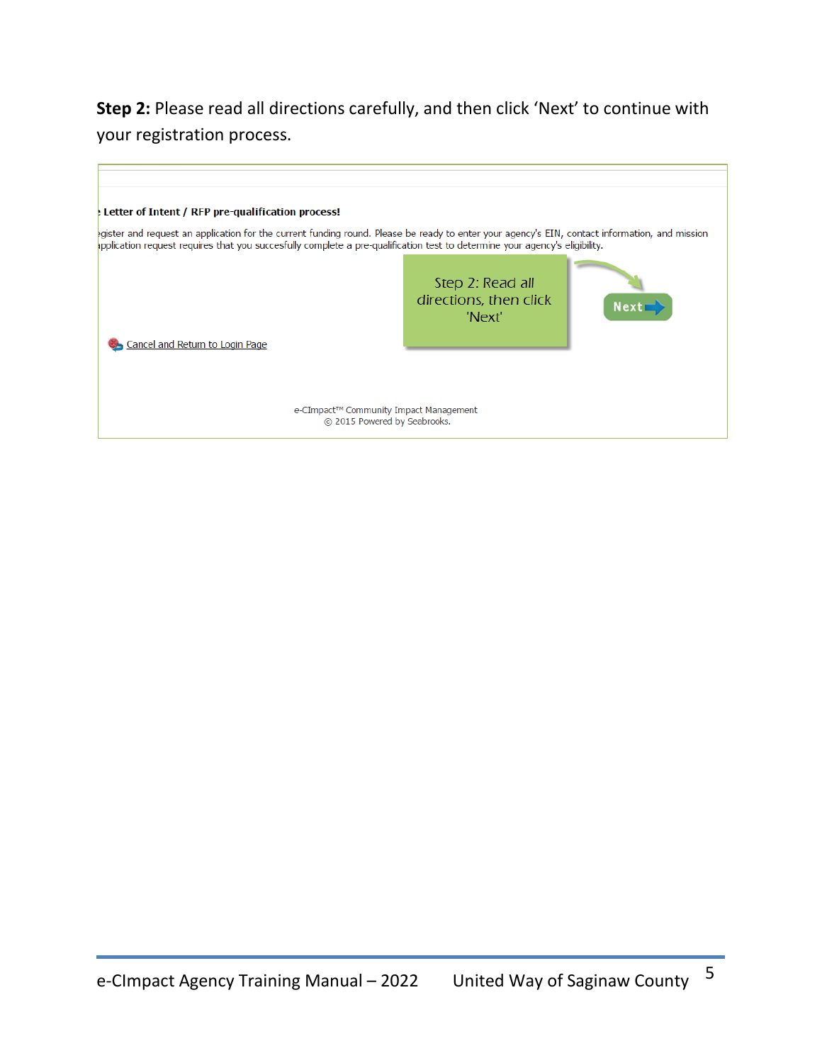**Step 2:** Please read all directions carefully, and then click 'Next' to continue with your registration process.

: Letter of Intent / RFP pre-qualification process!

egister and request an application for the current funding round. Please be ready to enter your agency's EIN, contact information, and mission pplication request requires that you succesfully complete a pre-qualification test to determine your agency's eligibility.

Step 2: Read all directions, then click 'Next'

Next

Cancel and Return to Login Page

e-CImpact™ Community Impact Management
© 2015 Powered by Seabrooks.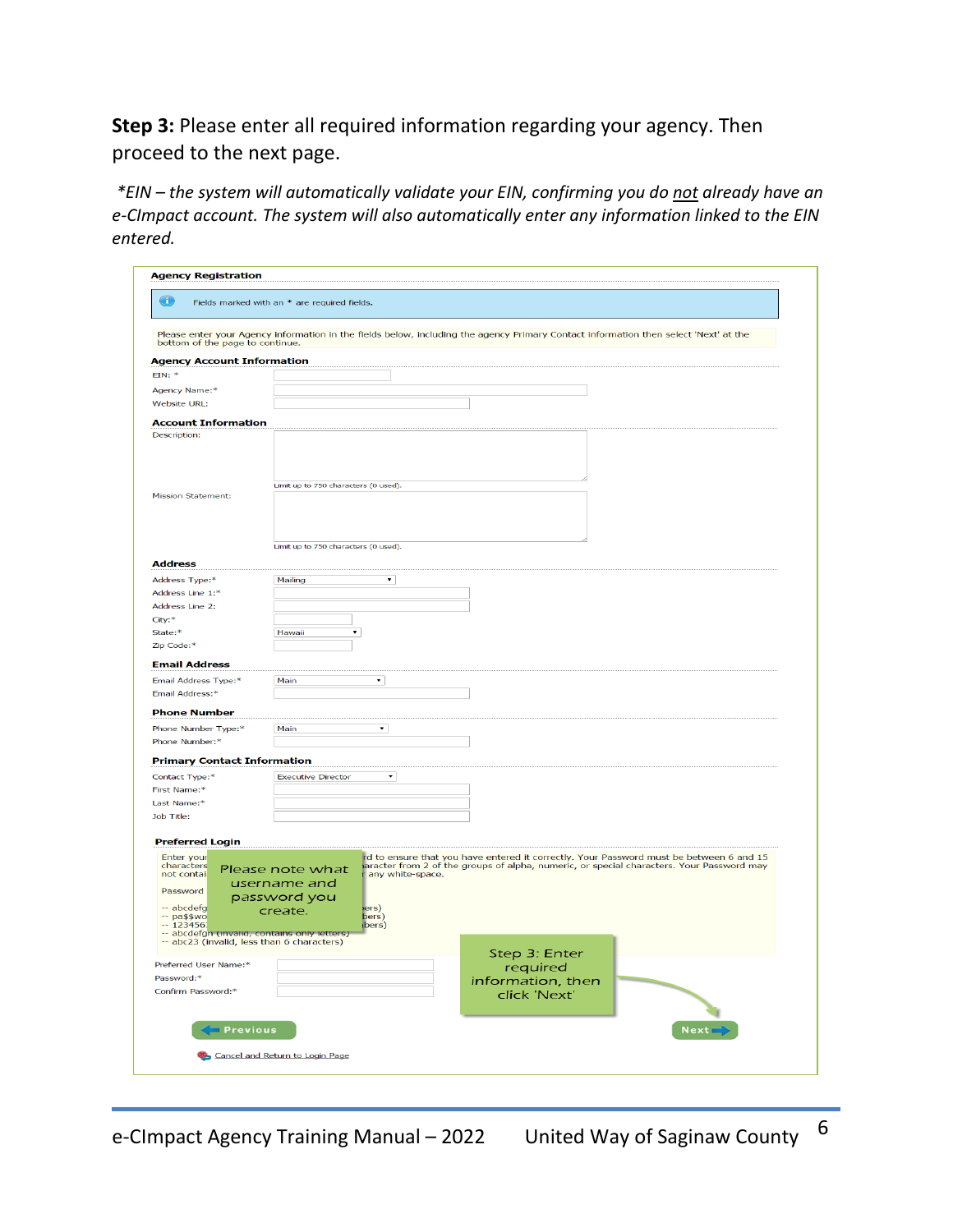**Step 3:** Please enter all required information regarding your agency. Then proceed to the next page.

*\*EIN – the system will automatically validate your EIN, confirming you do <u>not</u> already have an e-CImpact account. The system will also automatically enter any information linked to the EIN entered.*

**Agency Registration**

Fields marked with an * are required fields.

Please enter your Agency information in the fields below, including the agency Primary Contact information then select 'Next' at the bottom of the page to continue.

**Agency Account Information**

EIN: *

Agency Name:*

Website URL:

**Account Information**

Description:

Limit up to 750 characters (0 used).

Mission Statement:

Limit up to 750 characters (0 used).

**Address**

Address Type:* Mailing

Address Line 1:*

Address Line 2:

City:*

State:* Hawaii

Zip Code:*

**Email Address**

Email Address Type:* Main

Email Address:*

**Phone Number**

Phone Number Type:* Main

Phone Number:*

**Primary Contact Information**

Contact Type:* Executive Director

First Name:*

Last Name:*

Job Title:

**Preferred Login**

Enter your ... characters ... not contai... d to ensure that you have entered it correctly. Your Password must be between 6 and 15 ... aracter from 2 of the groups of alpha, numeric, or special characters. Your Password may ... any white-space.

Password

-- abcdefg... ers)
-- pa$$wo... bers)
-- 123456... bers)
-- abcdefgh (invalid, contains only letters)
-- abc23 (invalid, less than 6 characters)

Please note what username and password you create.

Preferred User Name:*

Password:*

Confirm Password:*

Step 3: Enter required information, then click 'Next'

Previous Next

Cancel and Return to Login Page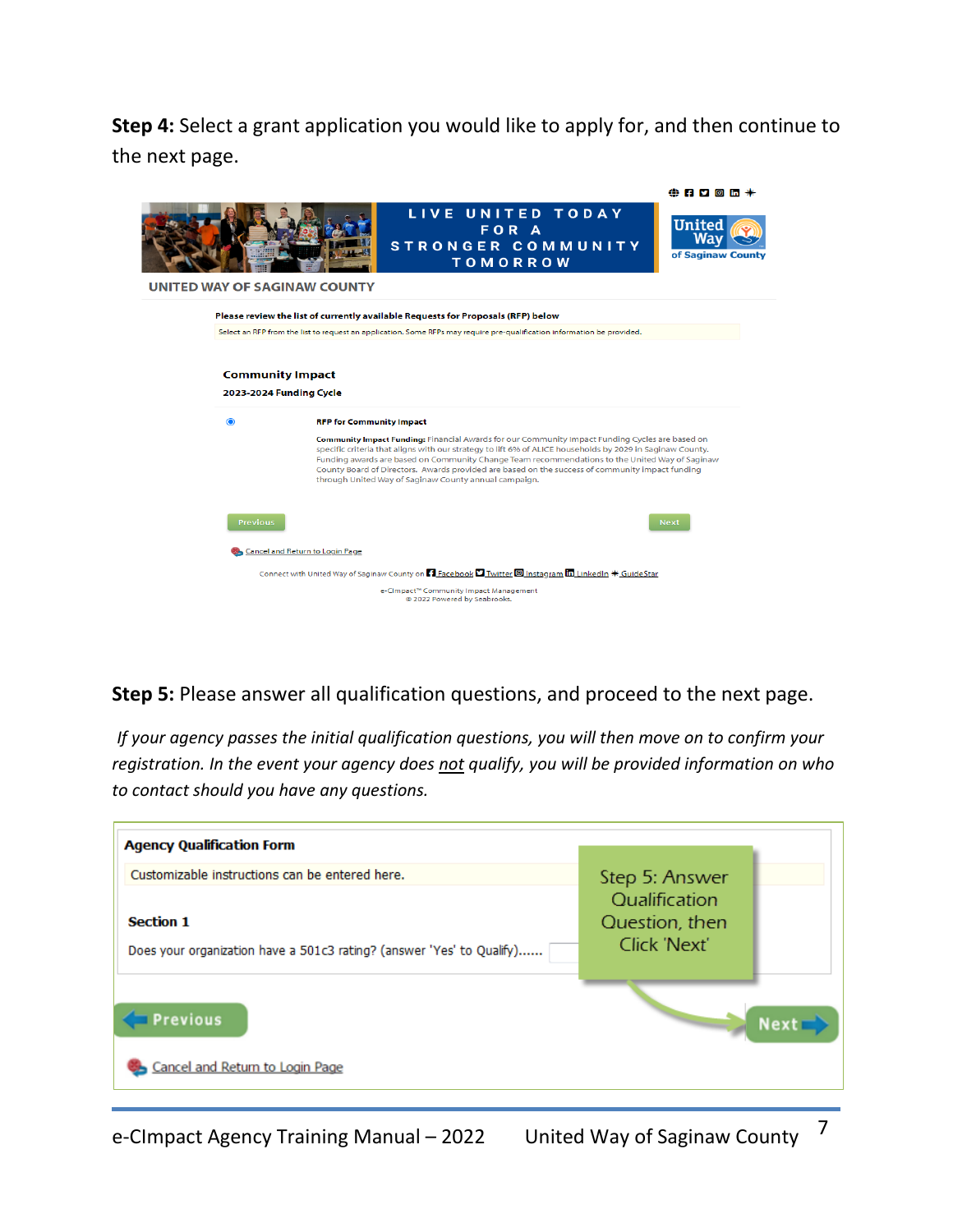**Step 4:** Select a grant application you would like to apply for, and then continue to the next page.

UNITED WAY OF SAGINAW COUNTY

LIVE UNITED TODAY FOR A STRONGER COMMUNITY TOMORROW

Please review the list of currently available Requests for Proposals (RFP) below

Select an RFP from the list to request an application. Some RFPs may require pre-qualification information be provided.

Community Impact

2023-2024 Funding Cycle

RFP for Community Impact

Community Impact Funding: Financial Awards for our Community Impact Funding Cycles are based on specific criteria that aligns with our strategy to lift 6% of ALICE households by 2029 in Saginaw County. Funding awards are based on Community Change Team recommendations to the United Way of Saginaw County Board of Directors. Awards provided are based on the success of community impact funding through United Way of Saginaw County annual campaign.

Previous | Next

Cancel and Return to Login Page

Connect with United Way of Saginaw County on Facebook Twitter Instagram LinkedIn GuideStar

e-CImpact™ Community Impact Management
© 2022 Powered by Seabrooks.

**Step 5:** Please answer all qualification questions, and proceed to the next page.

*If your agency passes the initial qualification questions, you will then move on to confirm your registration. In the event your agency does not qualify, you will be provided information on who to contact should you have any questions.*

Agency Qualification Form

Customizable instructions can be entered here.

Section 1

Does your organization have a 501c3 rating? (answer 'Yes' to Qualify)......

Step 5: Answer Qualification Question, then Click 'Next'

Previous | Next

Cancel and Return to Login Page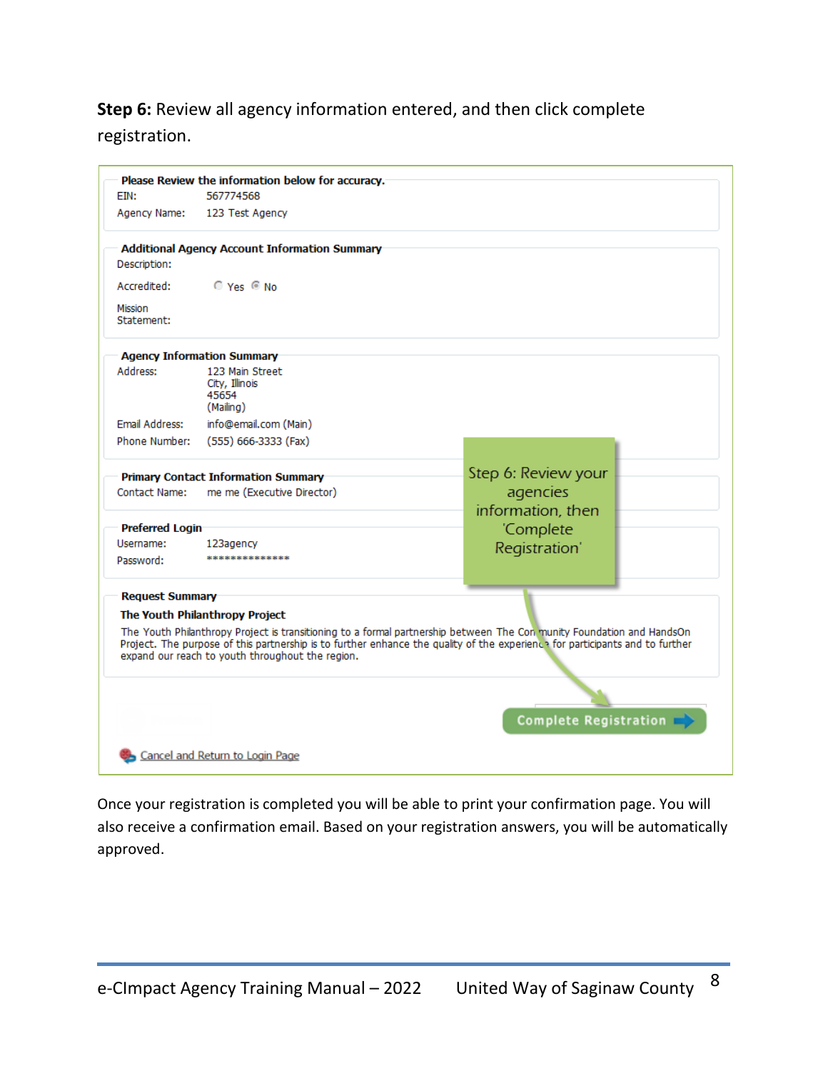**Step 6:** Review all agency information entered, and then click complete registration.

**Please Review the information below for accuracy.**

EIN: 567774568

Agency Name: 123 Test Agency

**Additional Agency Account Information Summary**

Description:

Accredited: ○ Yes ◉ No

Mission Statement:

**Agency Information Summary**

Address: 123 Main Street
City, Illinois
45654
(Mailing)

Email Address: info@email.com (Main)

Phone Number: (555) 666-3333 (Fax)

**Primary Contact Information Summary**

Contact Name: me me (Executive Director)

**Preferred Login**

Username: 123agency

Password: **************

**Request Summary**

**The Youth Philanthropy Project**

The Youth Philanthropy Project is transitioning to a formal partnership between The Community Foundation and HandsOn Project. The purpose of this partnership is to further enhance the quality of the experience for participants and to further expand our reach to youth throughout the region.

Step 6: Review your agencies information, then 'Complete Registration'

Complete Registration

Cancel and Return to Login Page

Once your registration is completed you will be able to print your confirmation page. You will also receive a confirmation email. Based on your registration answers, you will be automatically approved.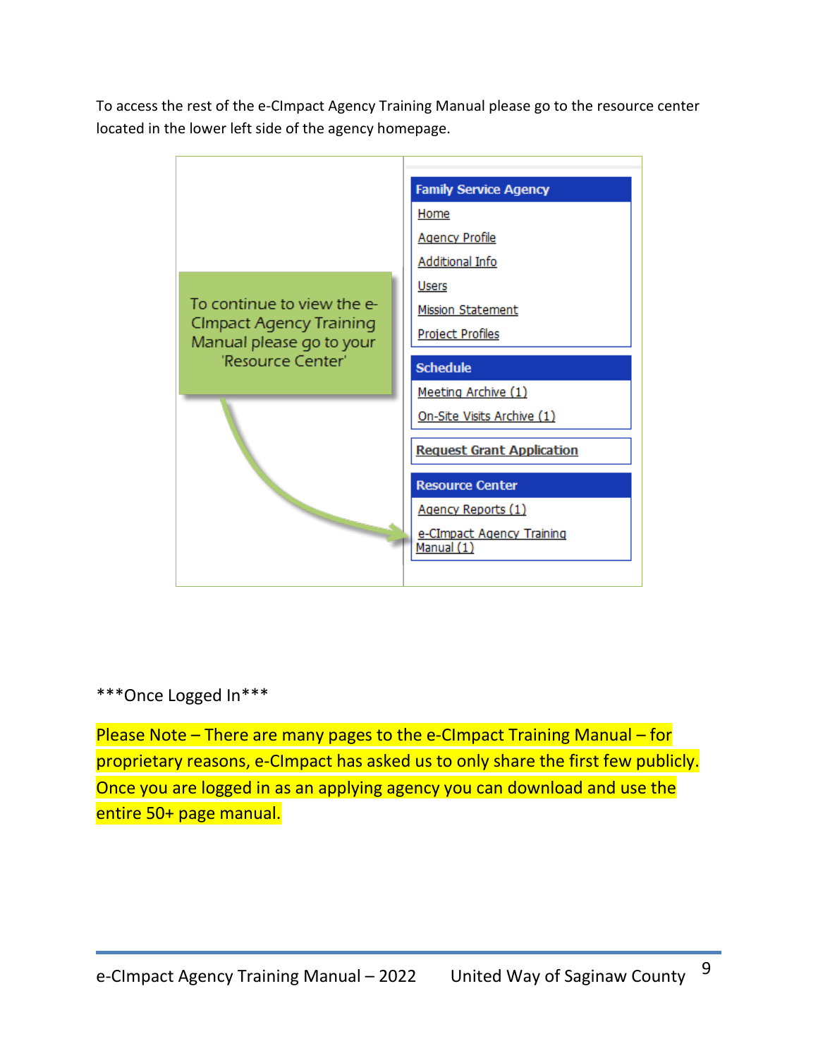To access the rest of the e-CImpact Agency Training Manual please go to the resource center located in the lower left side of the agency homepage.

To continue to view the e-CImpact Agency Training Manual please go to your 'Resource Center'

**Family Service Agency**

Home

Agency Profile

Additional Info

Users

Mission Statement

Project Profiles

**Schedule**

Meeting Archive (1)

On-Site Visits Archive (1)

**Request Grant Application**

**Resource Center**

Agency Reports (1)

e-CImpact Agency Training Manual (1)

***Once Logged In***

Please Note – There are many pages to the e-CImpact Training Manual – for proprietary reasons, e-CImpact has asked us to only share the first few publicly. Once you are logged in as an applying agency you can download and use the entire 50+ page manual.